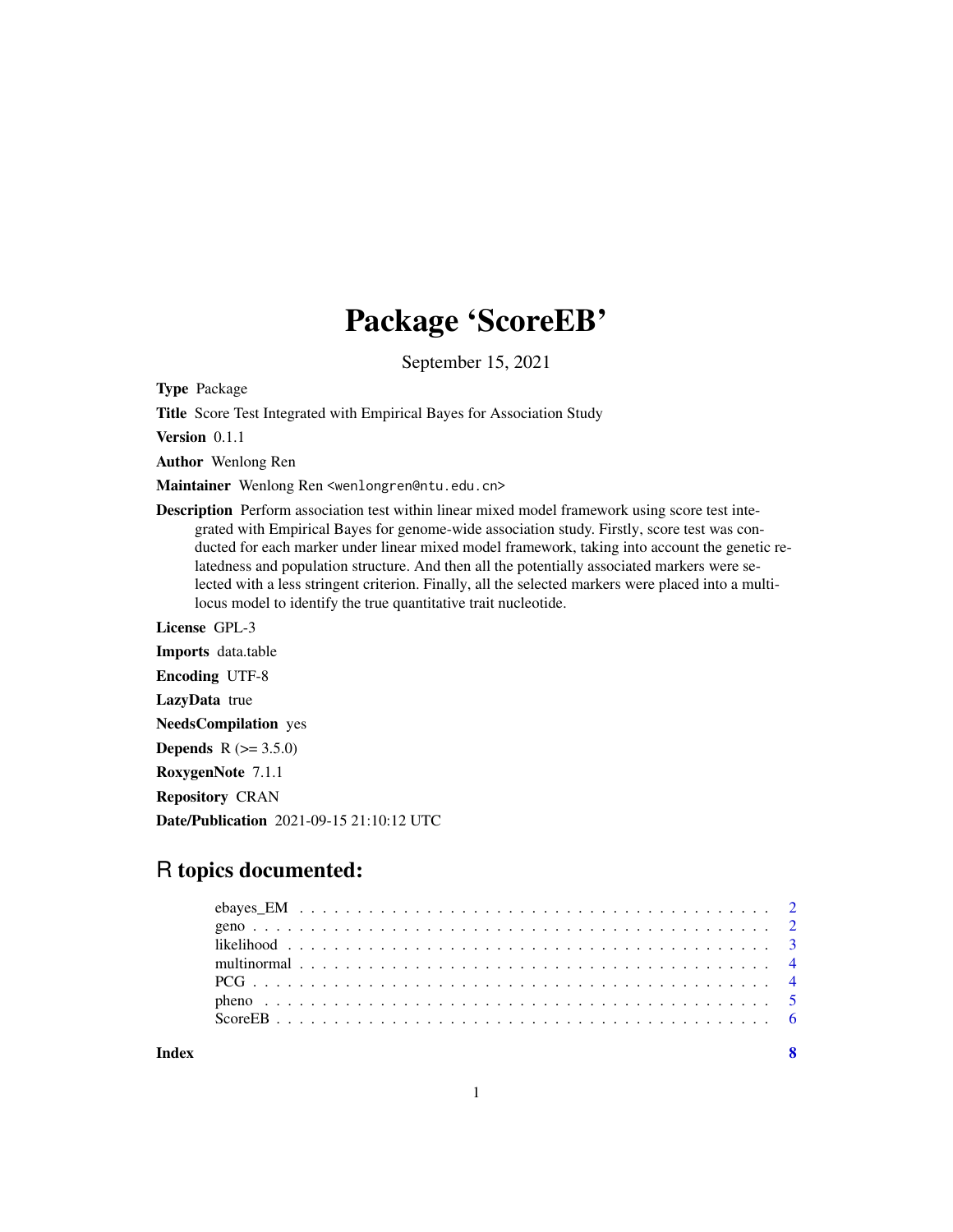# Package 'ScoreEB'

September 15, 2021

**Type** Package

**Title** Score Test Integrated with Empirical Bayes for Association Study

**Version** 0.1.1

**Author** Wenlong Ren

**Maintainer** Wenlong Ren <wenlongren@ntu.edu.cn>

**Description** Perform association test within linear mixed model framework using score test integrated with Empirical Bayes for genome-wide association study. Firstly, score test was conducted for each marker under linear mixed model framework, taking into account the genetic relatedness and population structure. And then all the potentially associated markers were selected with a less stringent criterion. Finally, all the selected markers were placed into a multi-locus model to identify the true quantitative trait nucleotide.

**License** GPL-3

**Imports** data.table

**Encoding** UTF-8

**LazyData** true

**NeedsCompilation** yes

**Depends** R (>= 3.5.0)

**RoxygenNote** 7.1.1

**Repository** CRAN

**Date/Publication** 2021-09-15 21:10:12 UTC

## R topics documented:

| | |
|---|---|
| ebayes_EM | 2 |
| geno | 2 |
| likelihood | 3 |
| multinormal | 4 |
| PCG | 4 |
| pheno | 5 |
| ScoreEB | 6 |
| **Index** | **8** |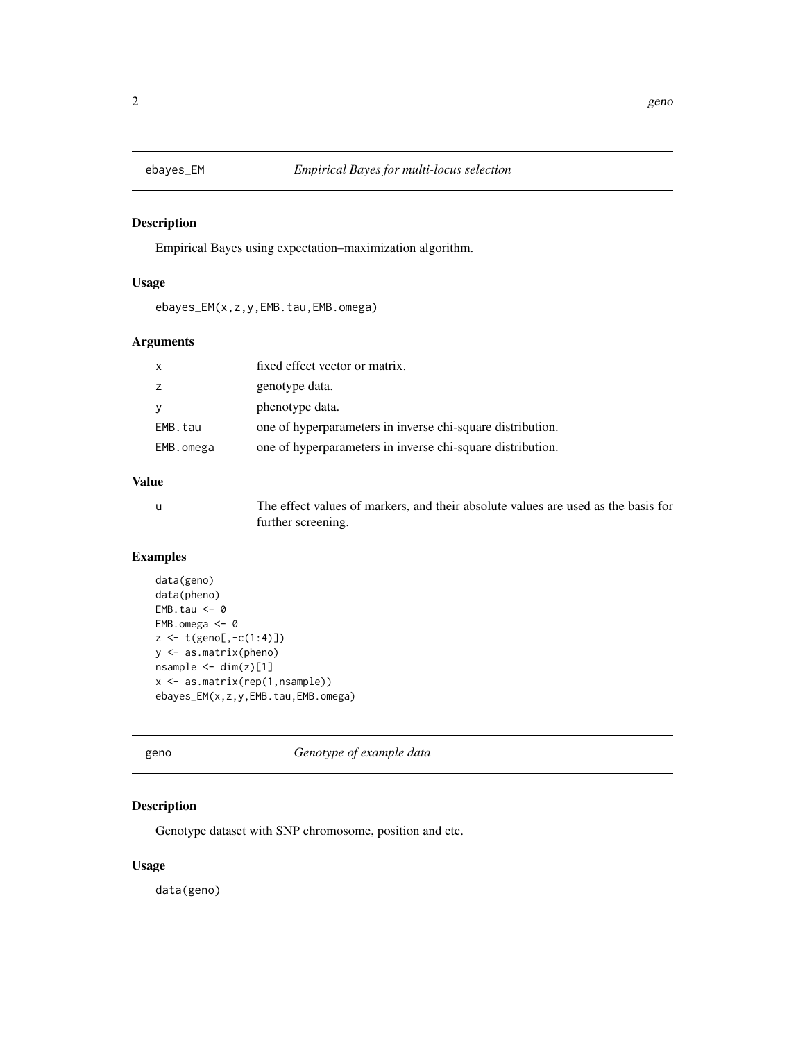## ebayes_EM *Empirical Bayes for multi-locus selection*

### Description

Empirical Bayes using expectation–maximization algorithm.

### Usage

```
ebayes_EM(x,z,y,EMB.tau,EMB.omega)
```

### Arguments

| | |
|---|---|
| x | fixed effect vector or matrix. |
| z | genotype data. |
| y | phenotype data. |
| EMB.tau | one of hyperparameters in inverse chi-square distribution. |
| EMB.omega | one of hyperparameters in inverse chi-square distribution. |

### Value

| | |
|---|---|
| u | The effect values of markers, and their absolute values are used as the basis for further screening. |

### Examples

```
data(geno)
data(pheno)
EMB.tau <- 0
EMB.omega <- 0
z <- t(geno[,-c(1:4)])
y <- as.matrix(pheno)
nsample <- dim(z)[1]
x <- as.matrix(rep(1,nsample))
ebayes_EM(x,z,y,EMB.tau,EMB.omega)
```

## geno *Genotype of example data*

### Description

Genotype dataset with SNP chromosome, position and etc.

### Usage

```
data(geno)
```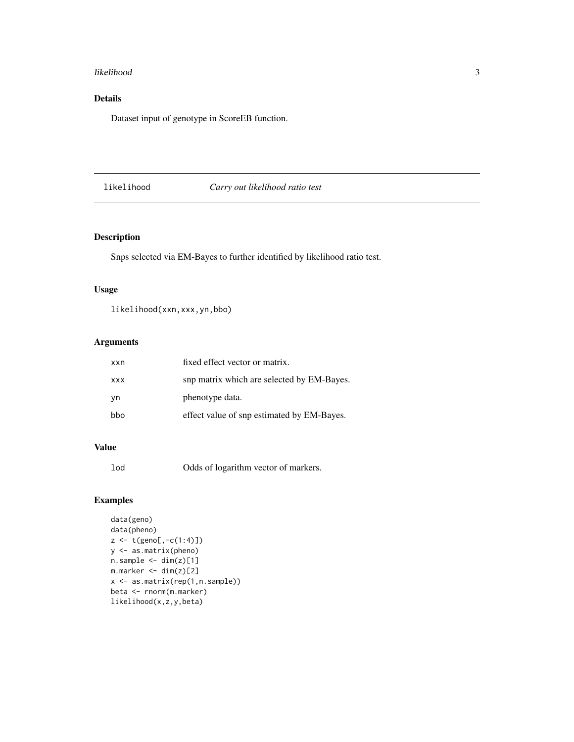## Details

Dataset input of genotype in ScoreEB function.

---

`likelihood` *Carry out likelihood ratio test*

---

## Description

Snps selected via EM-Bayes to further identified by likelihood ratio test.

## Usage

```
likelihood(xxn,xxx,yn,bbo)
```

## Arguments

| | |
|---|---|
| `xxn` | fixed effect vector or matrix. |
| `xxx` | snp matrix which are selected by EM-Bayes. |
| `yn` | phenotype data. |
| `bbo` | effect value of snp estimated by EM-Bayes. |

## Value

| | |
|---|---|
| `lod` | Odds of logarithm vector of markers. |

## Examples

```
data(geno)
data(pheno)
z <- t(geno[,-c(1:4)])
y <- as.matrix(pheno)
n.sample <- dim(z)[1]
m.marker <- dim(z)[2]
x <- as.matrix(rep(1,n.sample))
beta <- rnorm(m.marker)
likelihood(x,z,y,beta)
```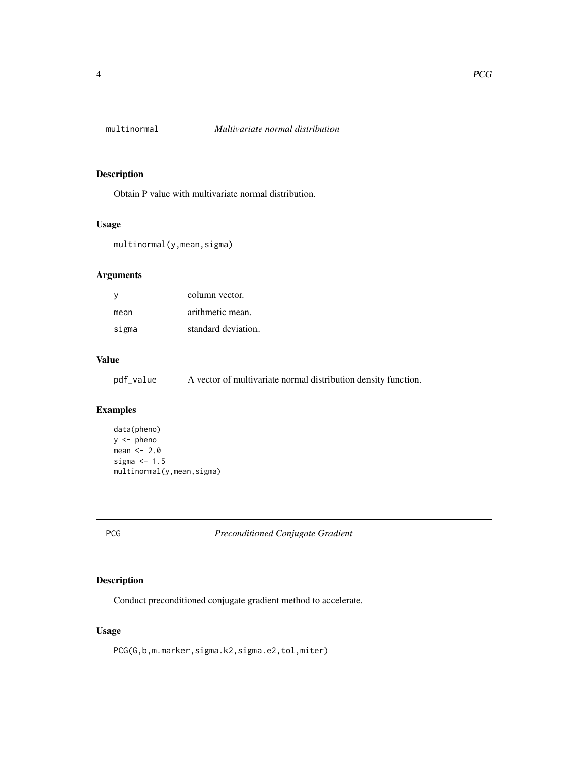## multinormal *Multivariate normal distribution*

### Description

Obtain P value with multivariate normal distribution.

### Usage

```
multinormal(y,mean,sigma)
```

### Arguments

| | |
|---|---|
| y | column vector. |
| mean | arithmetic mean. |
| sigma | standard deviation. |

### Value

| | |
|---|---|
| pdf_value | A vector of multivariate normal distribution density function. |

### Examples

```
data(pheno)
y <- pheno
mean <- 2.0
sigma <- 1.5
multinormal(y,mean,sigma)
```

## PCG *Preconditioned Conjugate Gradient*

### Description

Conduct preconditioned conjugate gradient method to accelerate.

### Usage

```
PCG(G,b,m.marker,sigma.k2,sigma.e2,tol,miter)
```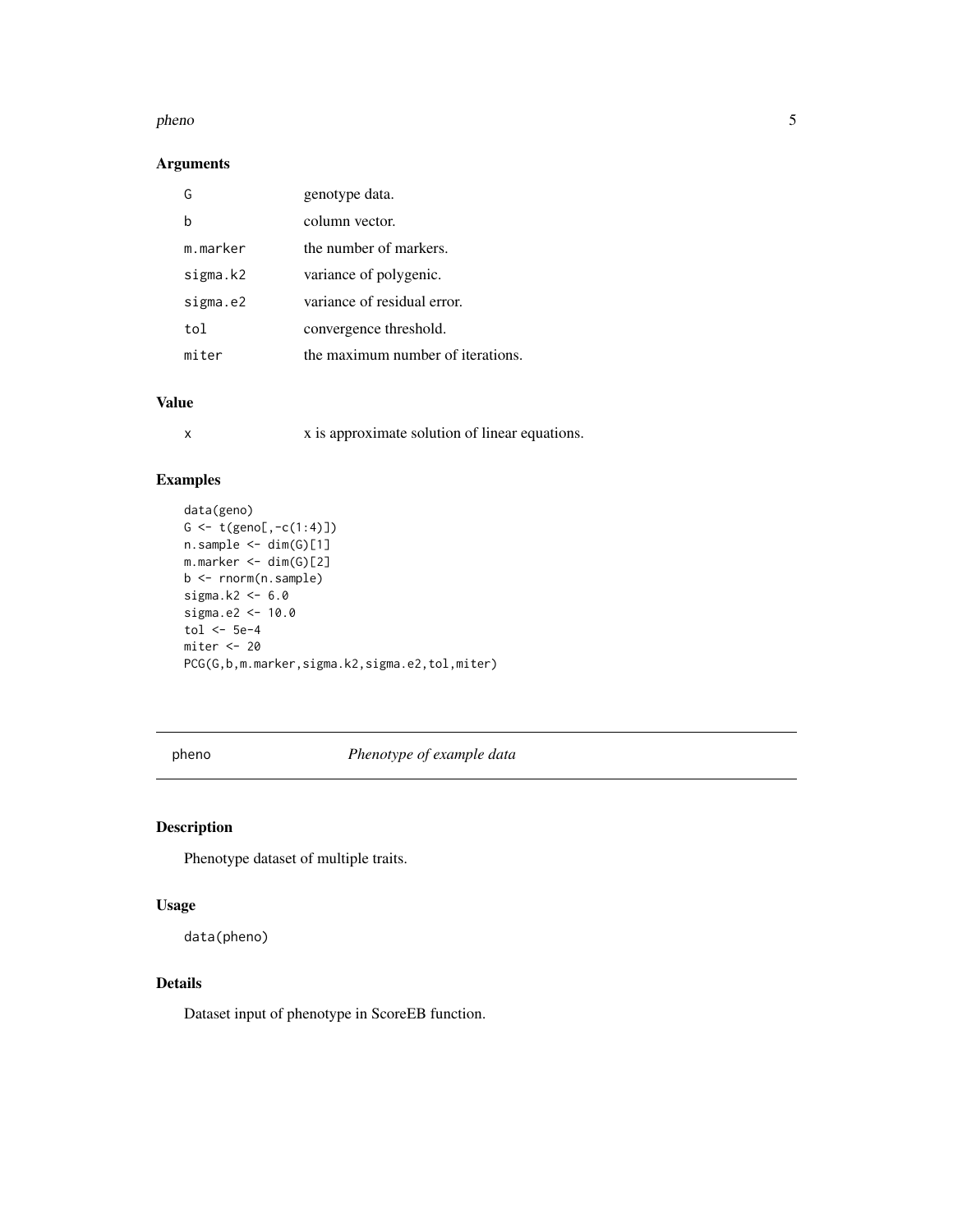## Arguments

| | |
|---|---|
| G | genotype data. |
| b | column vector. |
| m.marker | the number of markers. |
| sigma.k2 | variance of polygenic. |
| sigma.e2 | variance of residual error. |
| tol | convergence threshold. |
| miter | the maximum number of iterations. |

## Value

| | |
|---|---|
| x | x is approximate solution of linear equations. |

## Examples

```
data(geno)
G <- t(geno[,-c(1:4)])
n.sample <- dim(G)[1]
m.marker <- dim(G)[2]
b <- rnorm(n.sample)
sigma.k2 <- 6.0
sigma.e2 <- 10.0
tol <- 5e-4
miter <- 20
PCG(G,b,m.marker,sigma.k2,sigma.e2,tol,miter)
```

---

# pheno *Phenotype of example data*

---

## Description

Phenotype dataset of multiple traits.

## Usage

```
data(pheno)
```

## Details

Dataset input of phenotype in ScoreEB function.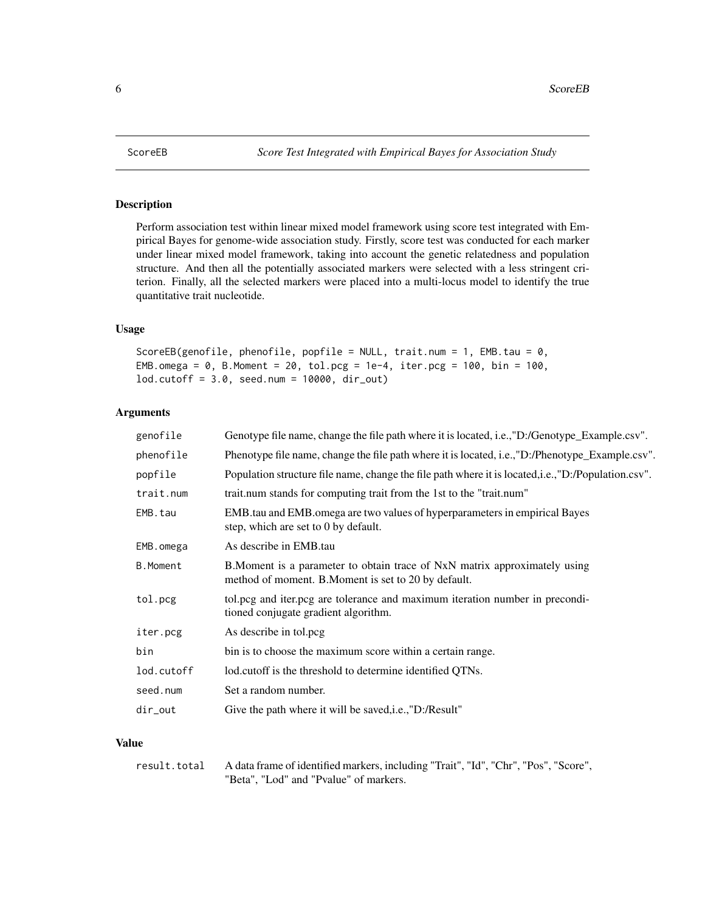ScoreEB — *Score Test Integrated with Empirical Bayes for Association Study*

## Description

Perform association test within linear mixed model framework using score test integrated with Empirical Bayes for genome-wide association study. Firstly, score test was conducted for each marker under linear mixed model framework, taking into account the genetic relatedness and population structure. And then all the potentially associated markers were selected with a less stringent criterion. Finally, all the selected markers were placed into a multi-locus model to identify the true quantitative trait nucleotide.

## Usage

```
ScoreEB(genofile, phenofile, popfile = NULL, trait.num = 1, EMB.tau = 0,
EMB.omega = 0, B.Moment = 20, tol.pcg = 1e-4, iter.pcg = 100, bin = 100,
lod.cutoff = 3.0, seed.num = 10000, dir_out)
```

## Arguments

| | |
|---|---|
| `genofile` | Genotype file name, change the file path where it is located, i.e.,"D:/Genotype_Example.csv". |
| `phenofile` | Phenotype file name, change the file path where it is located, i.e.,"D:/Phenotype_Example.csv". |
| `popfile` | Population structure file name, change the file path where it is located,i.e.,"D:/Population.csv". |
| `trait.num` | trait.num stands for computing trait from the 1st to the "trait.num" |
| `EMB.tau` | EMB.tau and EMB.omega are two values of hyperparameters in empirical Bayes step, which are set to 0 by default. |
| `EMB.omega` | As describe in EMB.tau |
| `B.Moment` | B.Moment is a parameter to obtain trace of NxN matrix approximately using method of moment. B.Moment is set to 20 by default. |
| `tol.pcg` | tol.pcg and iter.pcg are tolerance and maximum iteration number in preconditioned conjugate gradient algorithm. |
| `iter.pcg` | As describe in tol.pcg |
| `bin` | bin is to choose the maximum score within a certain range. |
| `lod.cutoff` | lod.cutoff is the threshold to determine identified QTNs. |
| `seed.num` | Set a random number. |
| `dir_out` | Give the path where it will be saved,i.e.,"D:/Result" |

## Value

| | |
|---|---|
| `result.total` | A data frame of identified markers, including "Trait", "Id", "Chr", "Pos", "Score", "Beta", "Lod" and "Pvalue" of markers. |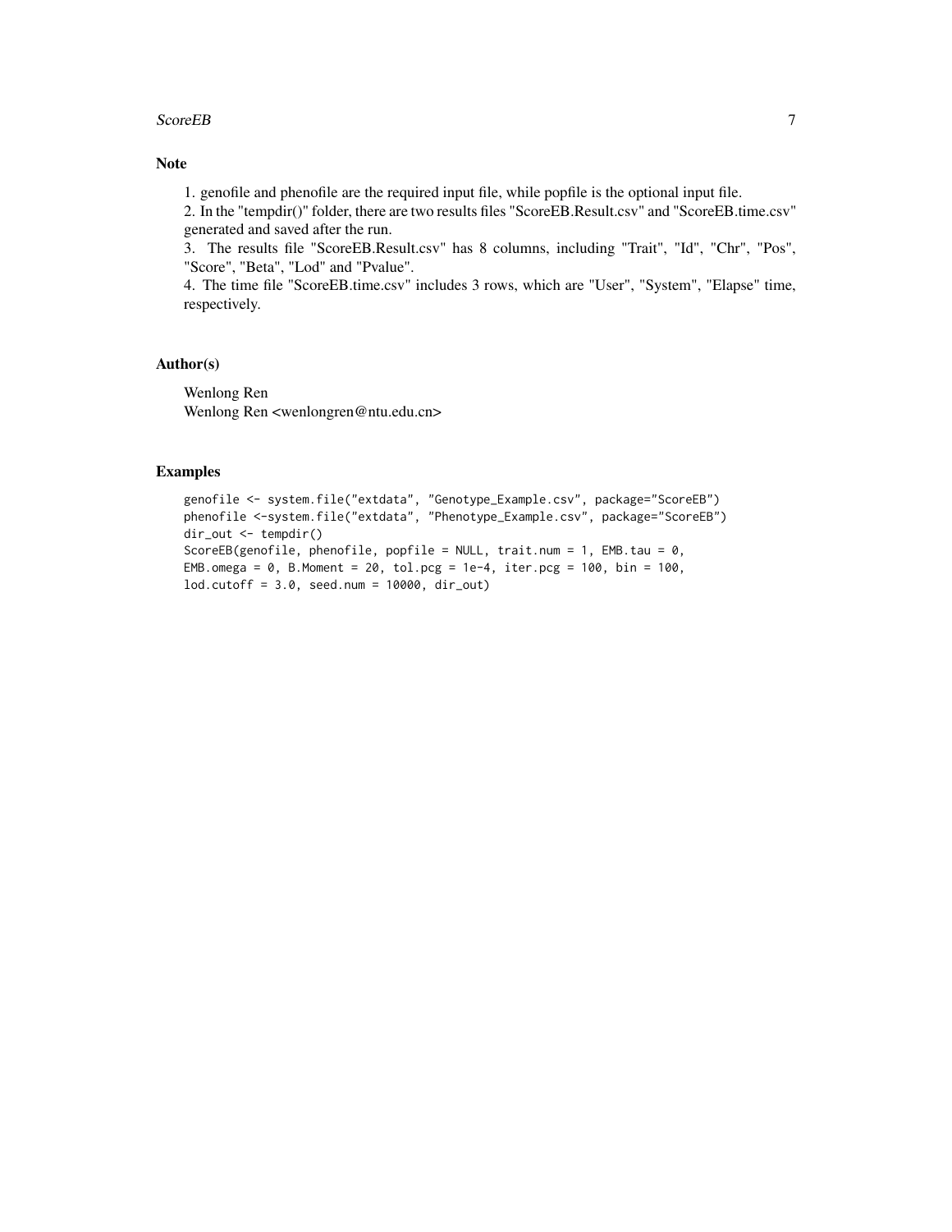### Note

1. genofile and phenofile are the required input file, while popfile is the optional input file.
2. In the "tempdir()" folder, there are two results files "ScoreEB.Result.csv" and "ScoreEB.time.csv" generated and saved after the run.
3. The results file "ScoreEB.Result.csv" has 8 columns, including "Trait", "Id", "Chr", "Pos", "Score", "Beta", "Lod" and "Pvalue".
4. The time file "ScoreEB.time.csv" includes 3 rows, which are "User", "System", "Elapse" time, respectively.

### Author(s)

Wenlong Ren
Wenlong Ren <wenlongren@ntu.edu.cn>

### Examples

```
genofile <- system.file("extdata", "Genotype_Example.csv", package="ScoreEB")
phenofile <-system.file("extdata", "Phenotype_Example.csv", package="ScoreEB")
dir_out <- tempdir()
ScoreEB(genofile, phenofile, popfile = NULL, trait.num = 1, EMB.tau = 0,
EMB.omega = 0, B.Moment = 20, tol.pcg = 1e-4, iter.pcg = 100, bin = 100,
lod.cutoff = 3.0, seed.num = 10000, dir_out)
```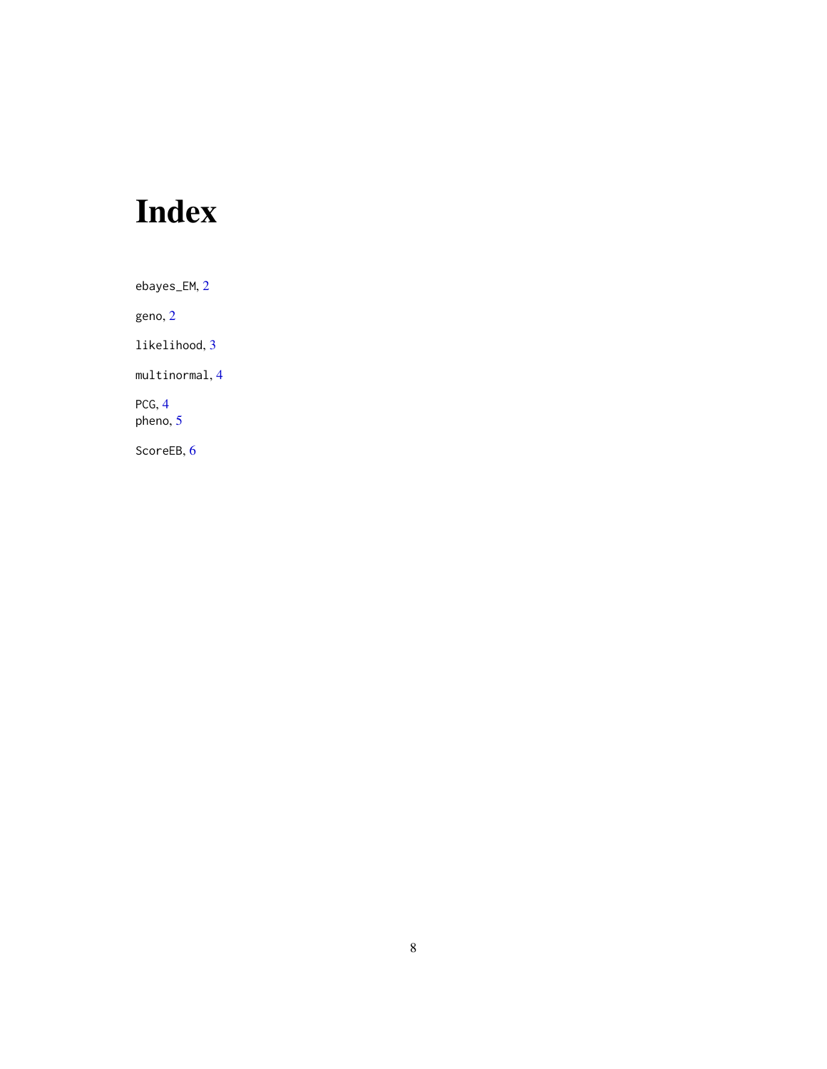# Index

ebayes_EM, 2

geno, 2

likelihood, 3

multinormal, 4

PCG, 4
pheno, 5

ScoreEB, 6